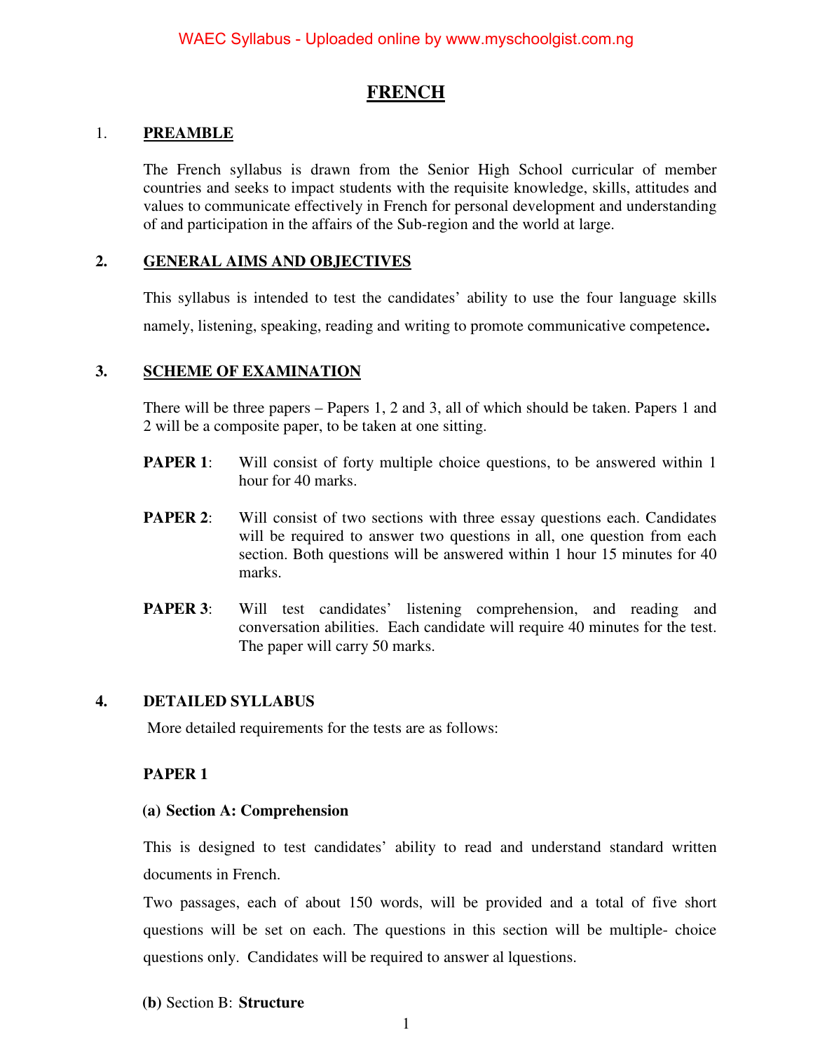# FRENCH

## 1. PREAMBLE

The French syllabus is drawn from the Senior High School curricular of member countries and seeks to impact students with the requisite knowledge, skills, attitudes and values to communicate effectively in French for personal development and understanding of and participation in the affairs of the Sub-region and the world at large.

## 2. GENERAL AIMS AND OBJECTIVES

This syllabus is intended to test the candidates' ability to use the four language skills namely, listening, speaking, reading and writing to promote communicative competence**.**

## 3. SCHEME OF EXAMINATION

There will be three papers – Papers 1, 2 and 3, all of which should be taken. Papers 1 and 2 will be a composite paper, to be taken at one sitting.

**PAPER 1**: Will consist of forty multiple choice questions, to be answered within 1 hour for 40 marks.

**PAPER 2**: Will consist of two sections with three essay questions each. Candidates will be required to answer two questions in all, one question from each section. Both questions will be answered within 1 hour 15 minutes for 40 marks.

**PAPER 3**: Will test candidates' listening comprehension, and reading and conversation abilities. Each candidate will require 40 minutes for the test. The paper will carry 50 marks.

## 4. DETAILED SYLLABUS

More detailed requirements for the tests are as follows:

### PAPER 1

**(a) Section A: Comprehension**

This is designed to test candidates' ability to read and understand standard written documents in French.

Two passages, each of about 150 words, will be provided and a total of five short questions will be set on each. The questions in this section will be multiple- choice questions only. Candidates will be required to answer al lquestions.

**(b)** Section B: **Structure**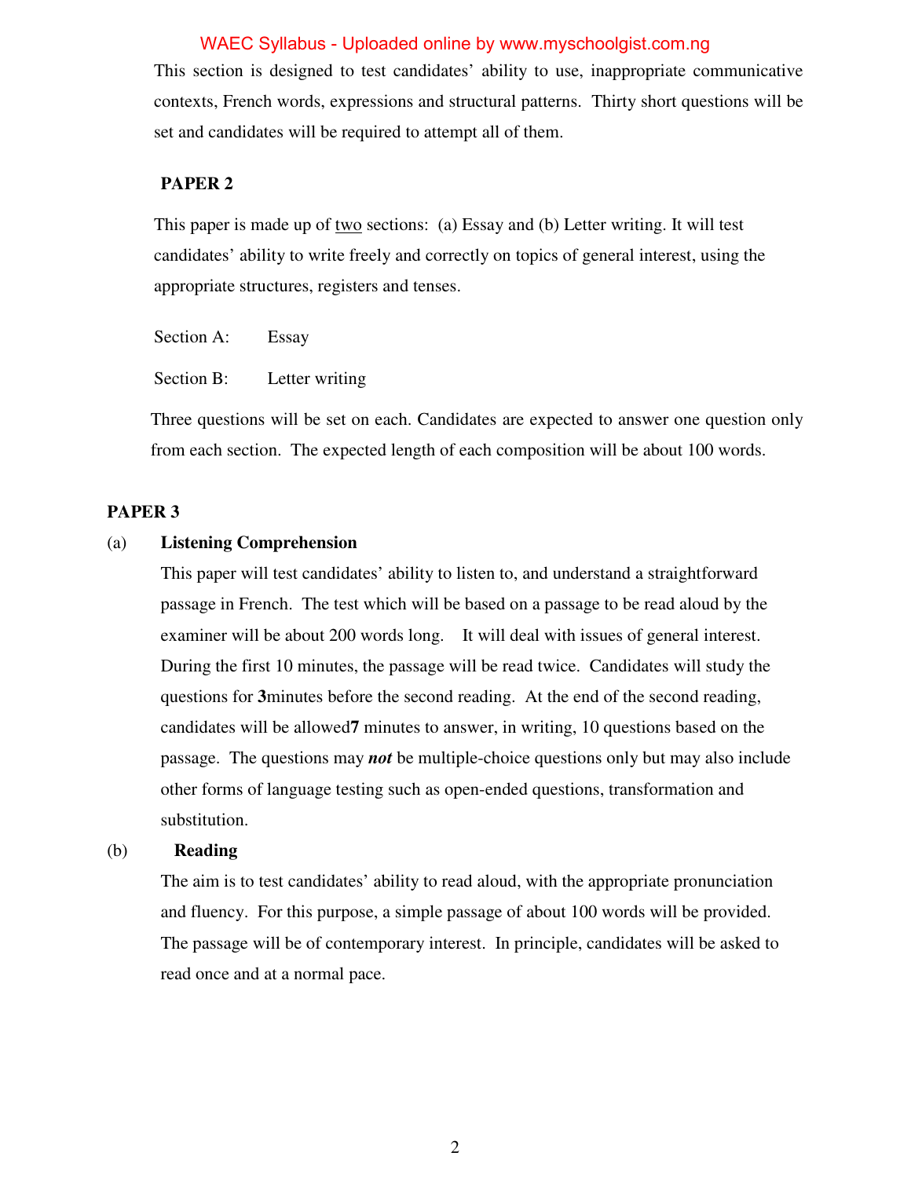This section is designed to test candidates' ability to use, inappropriate communicative contexts, French words, expressions and structural patterns. Thirty short questions will be set and candidates will be required to attempt all of them.

**PAPER 2**

This paper is made up of <u>two</u> sections: (a) Essay and (b) Letter writing. It will test candidates' ability to write freely and correctly on topics of general interest, using the appropriate structures, registers and tenses.

Section A: Essay

Section B: Letter writing

Three questions will be set on each. Candidates are expected to answer one question only from each section. The expected length of each composition will be about 100 words.

**PAPER 3**

(a) **Listening Comprehension**

This paper will test candidates' ability to listen to, and understand a straightforward passage in French. The test which will be based on a passage to be read aloud by the examiner will be about 200 words long. It will deal with issues of general interest. During the first 10 minutes, the passage will be read twice. Candidates will study the questions for **3**minutes before the second reading. At the end of the second reading, candidates will be allowed**7** minutes to answer, in writing, 10 questions based on the passage. The questions may ***not*** be multiple-choice questions only but may also include other forms of language testing such as open-ended questions, transformation and substitution.

(b) **Reading**

The aim is to test candidates' ability to read aloud, with the appropriate pronunciation and fluency. For this purpose, a simple passage of about 100 words will be provided. The passage will be of contemporary interest. In principle, candidates will be asked to read once and at a normal pace.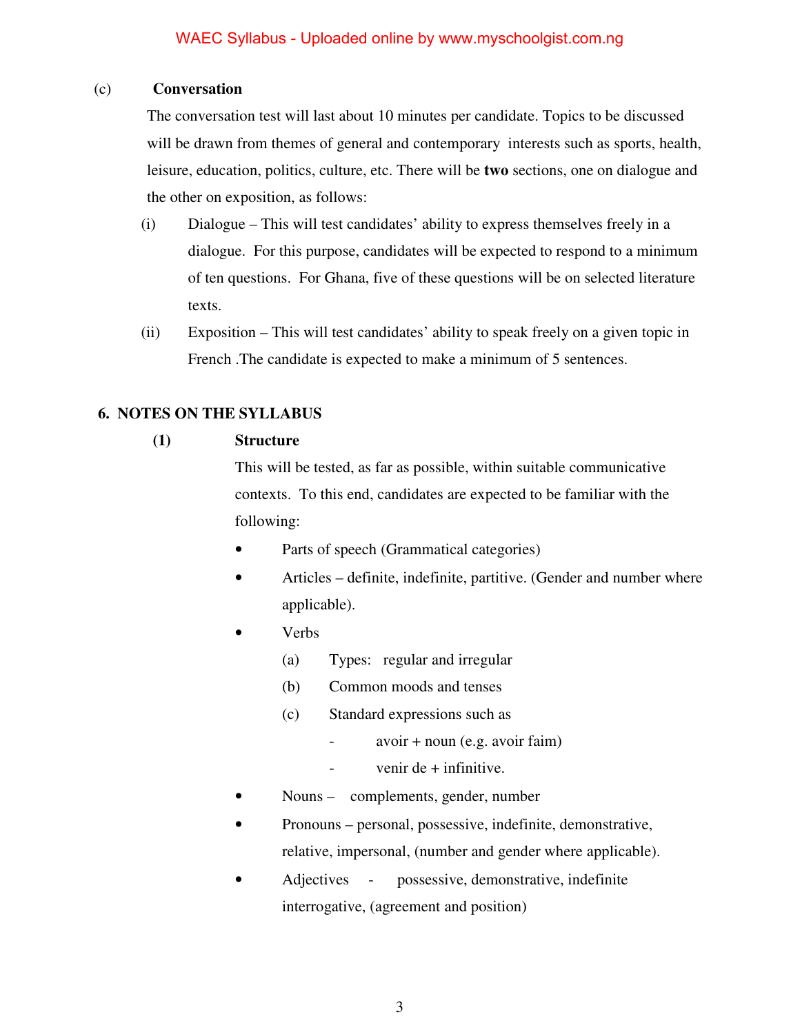(c) **Conversation**

The conversation test will last about 10 minutes per candidate. Topics to be discussed will be drawn from themes of general and contemporary interests such as sports, health, leisure, education, politics, culture, etc. There will be **two** sections, one on dialogue and the other on exposition, as follows:

(i) Dialogue – This will test candidates' ability to express themselves freely in a dialogue. For this purpose, candidates will be expected to respond to a minimum of ten questions. For Ghana, five of these questions will be on selected literature texts.

(ii) Exposition – This will test candidates' ability to speak freely on a given topic in French .The candidate is expected to make a minimum of 5 sentences.

## 6. NOTES ON THE SYLLABUS

### (1) Structure

This will be tested, as far as possible, within suitable communicative contexts. To this end, candidates are expected to be familiar with the following:

- Parts of speech (Grammatical categories)
- Articles – definite, indefinite, partitive. (Gender and number where applicable).
- Verbs
  - (a) Types: regular and irregular
  - (b) Common moods and tenses
  - (c) Standard expressions such as
    - avoir + noun (e.g. avoir faim)
    - venir de + infinitive.
- Nouns – complements, gender, number
- Pronouns – personal, possessive, indefinite, demonstrative, relative, impersonal, (number and gender where applicable).
- Adjectives - possessive, demonstrative, indefinite interrogative, (agreement and position)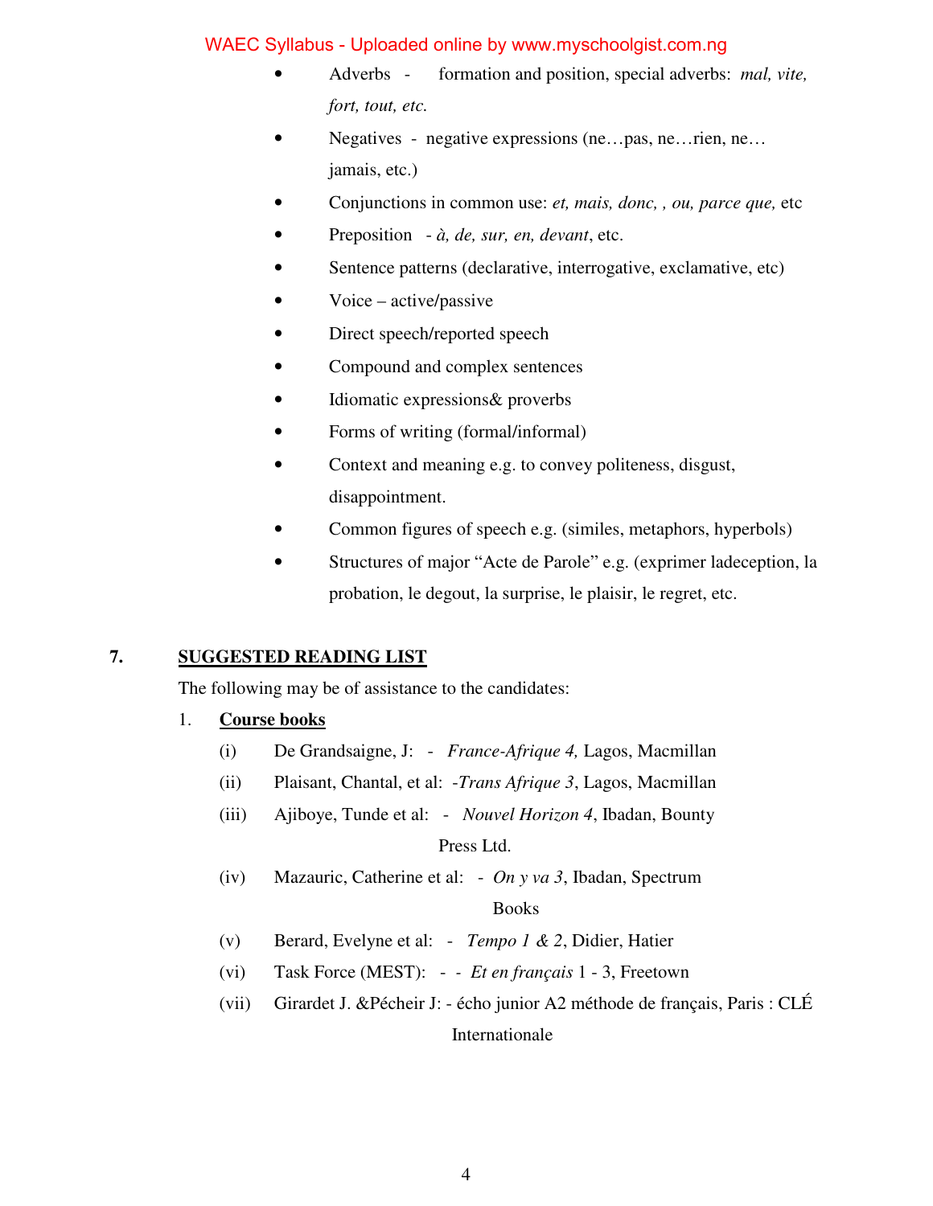- Adverbs - formation and position, special adverbs: *mal, vite, fort, tout, etc.*
- Negatives - negative expressions (ne…pas, ne…rien, ne… jamais, etc.)
- Conjunctions in common use: *et, mais, donc, , ou, parce que,* etc
- Preposition - *à, de, sur, en, devant*, etc.
- Sentence patterns (declarative, interrogative, exclamative, etc)
- Voice – active/passive
- Direct speech/reported speech
- Compound and complex sentences
- Idiomatic expressions& proverbs
- Forms of writing (formal/informal)
- Context and meaning e.g. to convey politeness, disgust, disappointment.
- Common figures of speech e.g. (similes, metaphors, hyperbols)
- Structures of major "Acte de Parole" e.g. (exprimer ladeception, la probation, le degout, la surprise, le plaisir, le regret, etc.

## 7. SUGGESTED READING LIST

The following may be of assistance to the candidates:

1. **Course books**

   (i) De Grandsaigne, J: - *France-Afrique 4,* Lagos, Macmillan

   (ii) Plaisant, Chantal, et al: -*Trans Afrique 3*, Lagos, Macmillan

   (iii) Ajiboye, Tunde et al: - *Nouvel Horizon 4*, Ibadan, Bounty Press Ltd.

   (iv) Mazauric, Catherine et al: - *On y va 3*, Ibadan, Spectrum Books

   (v) Berard, Evelyne et al: - *Tempo 1 & 2*, Didier, Hatier

   (vi) Task Force (MEST): - - *Et en français* 1 - 3, Freetown

   (vii) Girardet J. &Pécheir J: - écho junior A2 méthode de français, Paris : CLÉ Internationale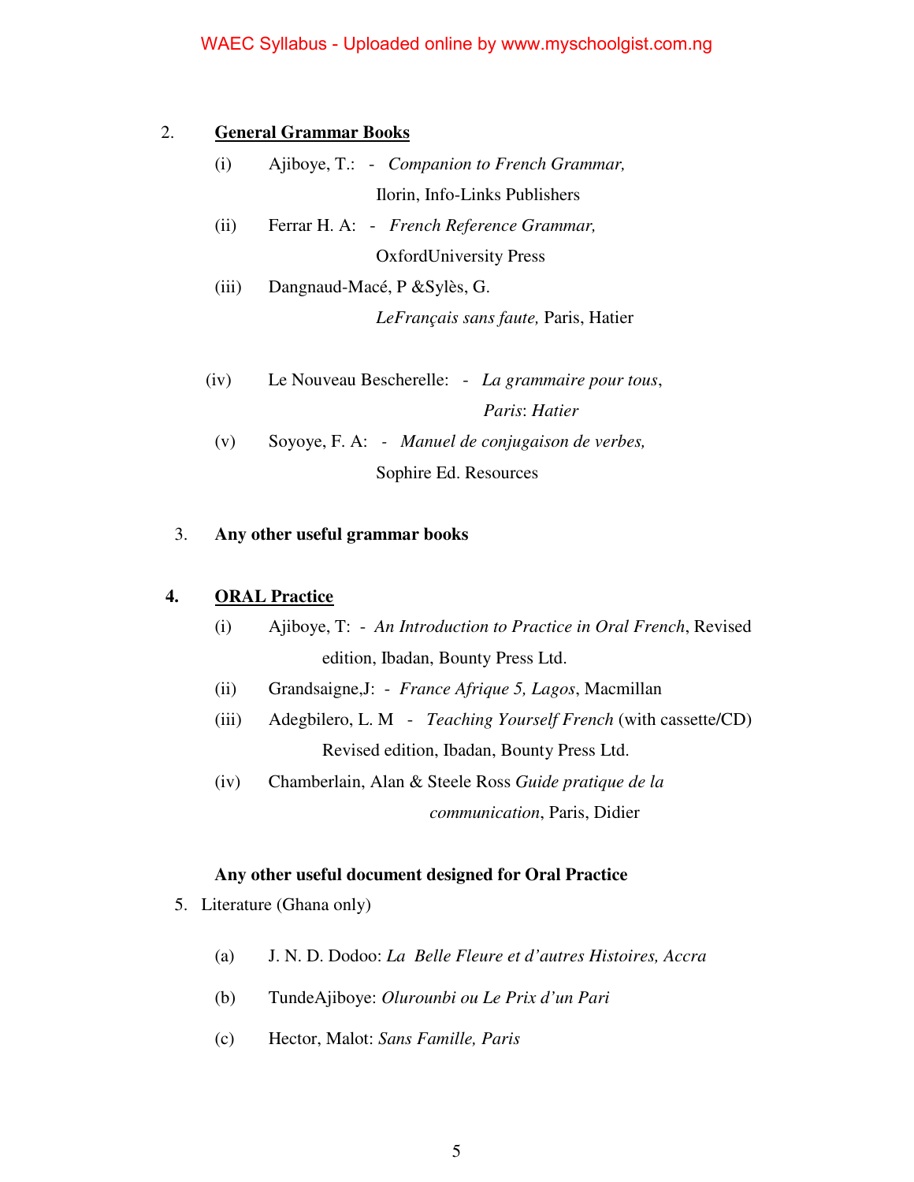2. **<u>General Grammar Books</u>**

   (i) Ajiboye, T.: - *Companion to French Grammar,* Ilorin, Info-Links Publishers

   (ii) Ferrar H. A: - *French Reference Grammar,* OxfordUniversity Press

   (iii) Dangnaud-Macé, P &Sylès, G. *LeFrançais sans faute,* Paris, Hatier

   (iv) Le Nouveau Bescherelle: - *La grammaire pour tous*, *Paris*: *Hatier*

   (v) Soyoye, F. A: - *Manuel de conjugaison de verbes,* Sophire Ed. Resources

3. **Any other useful grammar books**

4. **<u>ORAL Practice</u>**

   (i) Ajiboye, T: - *An Introduction to Practice in Oral French*, Revised edition, Ibadan, Bounty Press Ltd.

   (ii) Grandsaigne,J: - *France Afrique 5, Lagos*, Macmillan

   (iii) Adegbilero, L. M - *Teaching Yourself French* (with cassette/CD) Revised edition, Ibadan, Bounty Press Ltd.

   (iv) Chamberlain, Alan & Steele Ross *Guide pratique de la communication*, Paris, Didier

   **Any other useful document designed for Oral Practice**

5. Literature (Ghana only)

   (a) J. N. D. Dodoo: *La Belle Fleure et d'autres Histoires, Accra*

   (b) TundeAjiboye: *Olurounbi ou Le Prix d'un Pari*

   (c) Hector, Malot: *Sans Famille, Paris*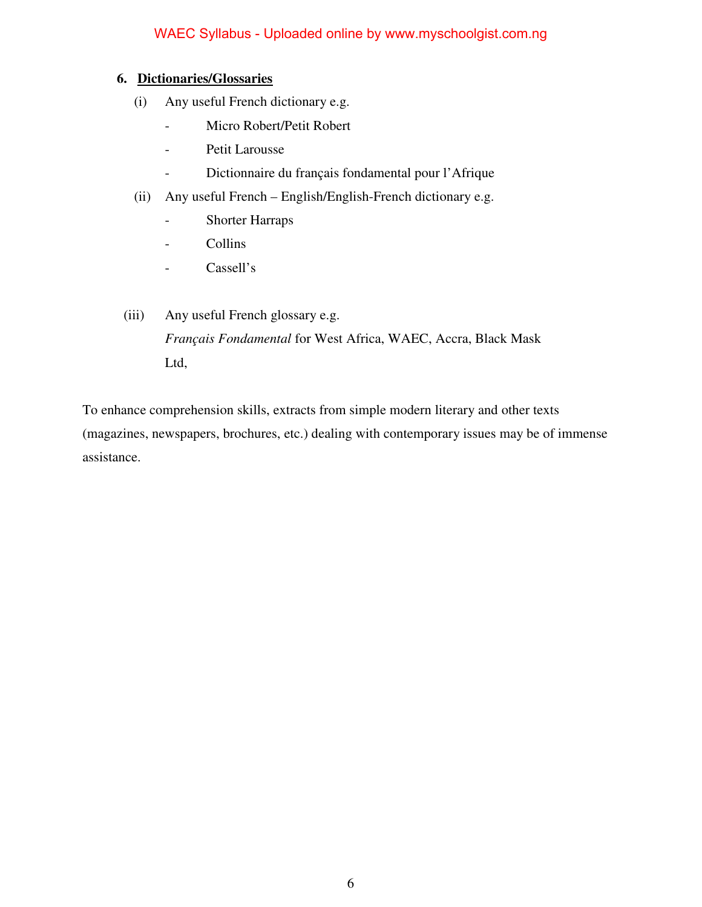**6. Dictionaries/Glossaries**

(i) Any useful French dictionary e.g.

- Micro Robert/Petit Robert
- Petit Larousse
- Dictionnaire du français fondamental pour l'Afrique

(ii) Any useful French – English/English-French dictionary e.g.

- Shorter Harraps
- Collins
- Cassell's

(iii) Any useful French glossary e.g.
*Français Fondamental* for West Africa, WAEC, Accra, Black Mask Ltd,

To enhance comprehension skills, extracts from simple modern literary and other texts (magazines, newspapers, brochures, etc.) dealing with contemporary issues may be of immense assistance.